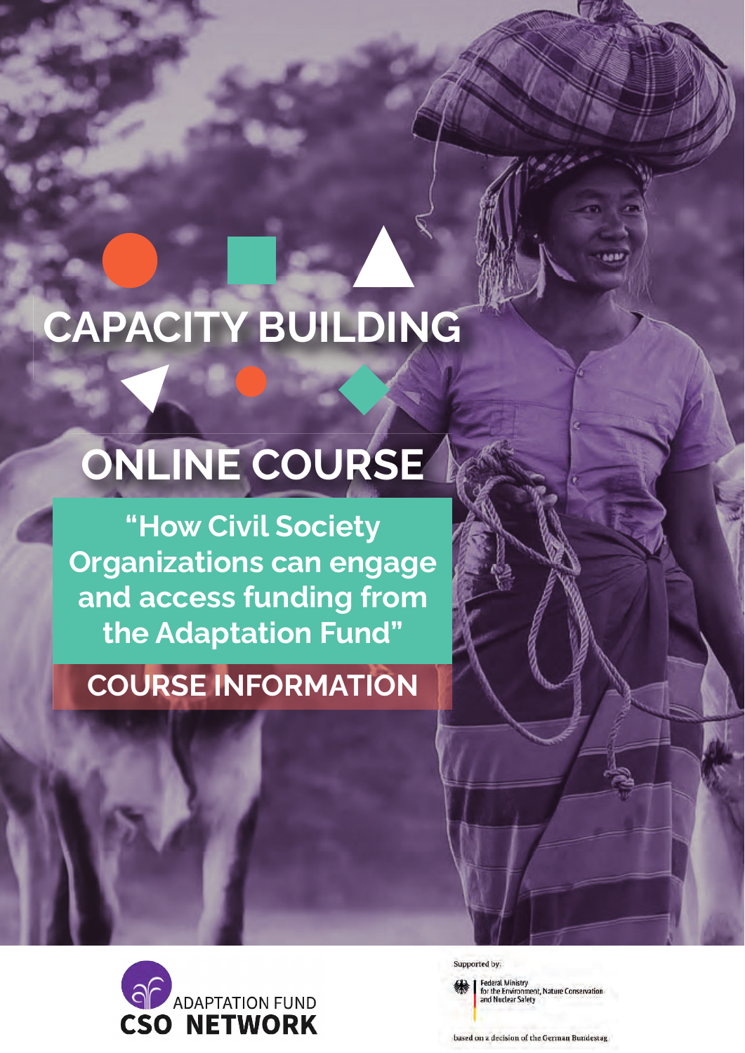# CAPACITY BUILDING

## ONLINE COURSE

**"How Civil Society Organizations can engage and access funding from the Adaptation Fund"**

## COURSE INFORMATION

ADAPTATION FUND CSO NETWORK

Supported by:

Federal Ministry for the Environment, Nature Conservation and Nuclear Safety

based on a decision of the German Bundestag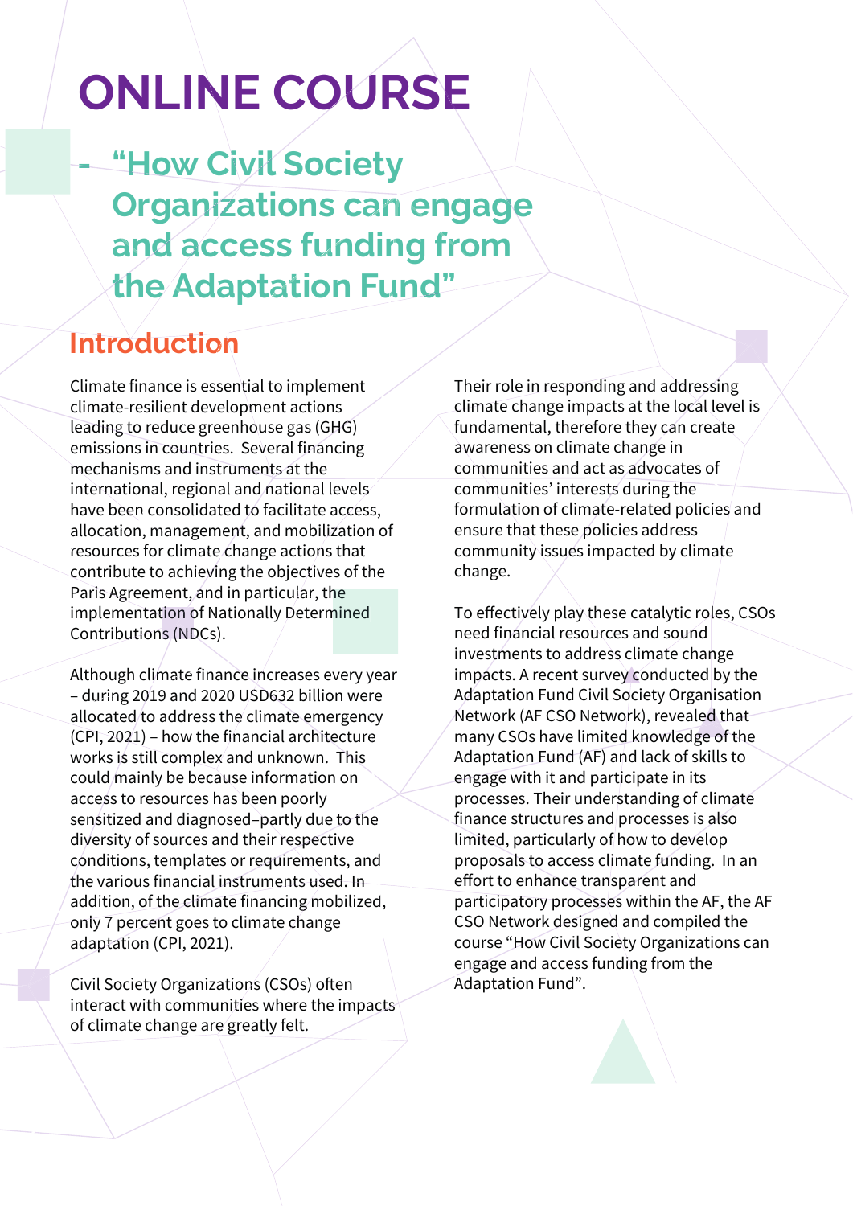# ONLINE COURSE

## - "How Civil Society Organizations can engage and access funding from the Adaptation Fund"

## Introduction

Climate finance is essential to implement climate-resilient development actions leading to reduce greenhouse gas (GHG) emissions in countries. Several financing mechanisms and instruments at the international, regional and national levels have been consolidated to facilitate access, allocation, management, and mobilization of resources for climate change actions that contribute to achieving the objectives of the Paris Agreement, and in particular, the implementation of Nationally Determined Contributions (NDCs).

Although climate finance increases every year – during 2019 and 2020 USD632 billion were allocated to address the climate emergency (CPI, 2021) – how the financial architecture works is still complex and unknown. This could mainly be because information on access to resources has been poorly sensitized and diagnosed–partly due to the diversity of sources and their respective conditions, templates or requirements, and the various financial instruments used. In addition, of the climate financing mobilized, only 7 percent goes to climate change adaptation (CPI, 2021).

Civil Society Organizations (CSOs) often interact with communities where the impacts of climate change are greatly felt. Their role in responding and addressing climate change impacts at the local level is fundamental, therefore they can create awareness on climate change in communities and act as advocates of communities' interests during the formulation of climate-related policies and ensure that these policies address community issues impacted by climate change.

To effectively play these catalytic roles, CSOs need financial resources and sound investments to address climate change impacts. A recent survey conducted by the Adaptation Fund Civil Society Organisation Network (AF CSO Network), revealed that many CSOs have limited knowledge of the Adaptation Fund (AF) and lack of skills to engage with it and participate in its processes. Their understanding of climate finance structures and processes is also limited, particularly of how to develop proposals to access climate funding. In an effort to enhance transparent and participatory processes within the AF, the AF CSO Network designed and compiled the course "How Civil Society Organizations can engage and access funding from the Adaptation Fund".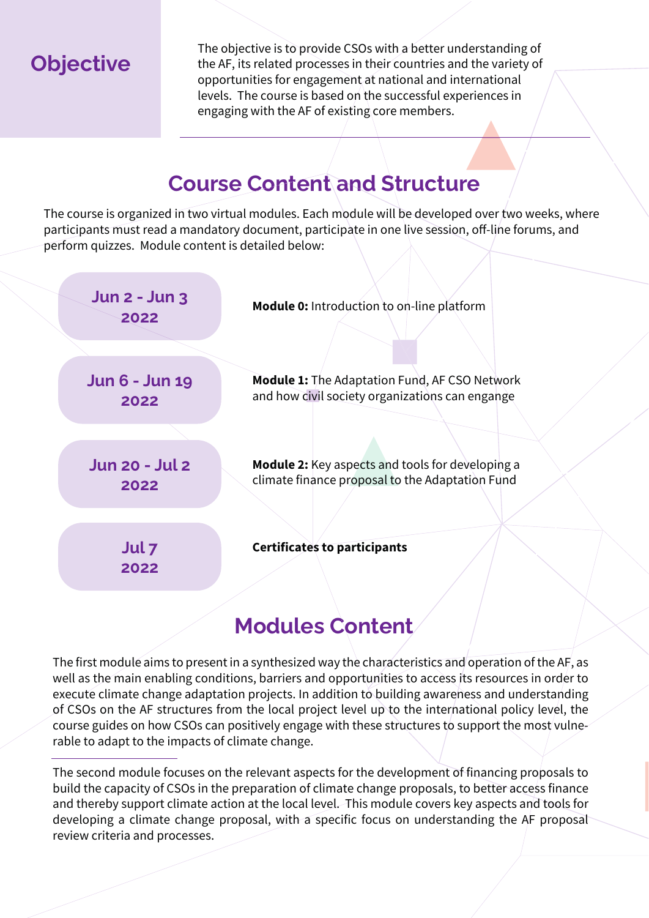## Objective

The objective is to provide CSOs with a better understanding of the AF, its related processes in their countries and the variety of opportunities for engagement at national and international levels. The course is based on the successful experiences in engaging with the AF of existing core members.

## Course Content and Structure

The course is organized in two virtual modules. Each module will be developed over two weeks, where participants must read a mandatory document, participate in one live session, off-line forums, and perform quizzes. Module content is detailed below:

| Dates | Content |
| --- | --- |
| Jun 2 - Jun 3 2022 | **Module 0:** Introduction to on-line platform |
| Jun 6 - Jun 19 2022 | **Module 1:** The Adaptation Fund, AF CSO Network and how civil society organizations can engage |
| Jun 20 - Jul 2 2022 | **Module 2:** Key aspects and tools for developing a climate finance proposal to the Adaptation Fund |
| Jul 7 2022 | **Certificates to participants** |

## Modules Content

The first module aims to present in a synthesized way the characteristics and operation of the AF, as well as the main enabling conditions, barriers and opportunities to access its resources in order to execute climate change adaptation projects. In addition to building awareness and understanding of CSOs on the AF structures from the local project level up to the international policy level, the course guides on how CSOs can positively engage with these structures to support the most vulnerable to adapt to the impacts of climate change.

The second module focuses on the relevant aspects for the development of financing proposals to build the capacity of CSOs in the preparation of climate change proposals, to better access finance and thereby support climate action at the local level. This module covers key aspects and tools for developing a climate change proposal, with a specific focus on understanding the AF proposal review criteria and processes.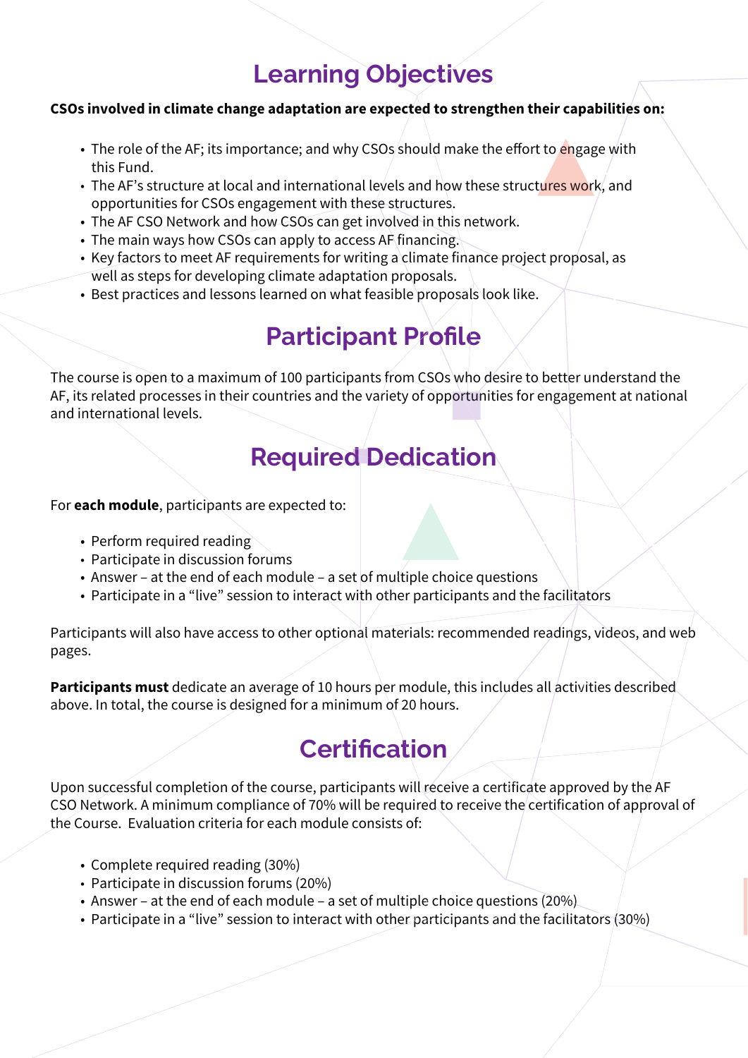## Learning Objectives

**CSOs involved in climate change adaptation are expected to strengthen their capabilities on:**

- The role of the AF; its importance; and why CSOs should make the effort to engage with this Fund.
- The AF's structure at local and international levels and how these structures work, and opportunities for CSOs engagement with these structures.
- The AF CSO Network and how CSOs can get involved in this network.
- The main ways how CSOs can apply to access AF financing.
- Key factors to meet AF requirements for writing a climate finance project proposal, as well as steps for developing climate adaptation proposals.
- Best practices and lessons learned on what feasible proposals look like.

## Participant Profile

The course is open to a maximum of 100 participants from CSOs who desire to better understand the AF, its related processes in their countries and the variety of opportunities for engagement at national and international levels.

## Required Dedication

For **each module**, participants are expected to:

- Perform required reading
- Participate in discussion forums
- Answer – at the end of each module – a set of multiple choice questions
- Participate in a "live" session to interact with other participants and the facilitators

Participants will also have access to other optional materials: recommended readings, videos, and web pages.

**Participants must** dedicate an average of 10 hours per module, this includes all activities described above. In total, the course is designed for a minimum of 20 hours.

## Certification

Upon successful completion of the course, participants will receive a certificate approved by the AF CSO Network. A minimum compliance of 70% will be required to receive the certification of approval of the Course. Evaluation criteria for each module consists of:

- Complete required reading (30%)
- Participate in discussion forums (20%)
- Answer – at the end of each module – a set of multiple choice questions (20%)
- Participate in a "live" session to interact with other participants and the facilitators (30%)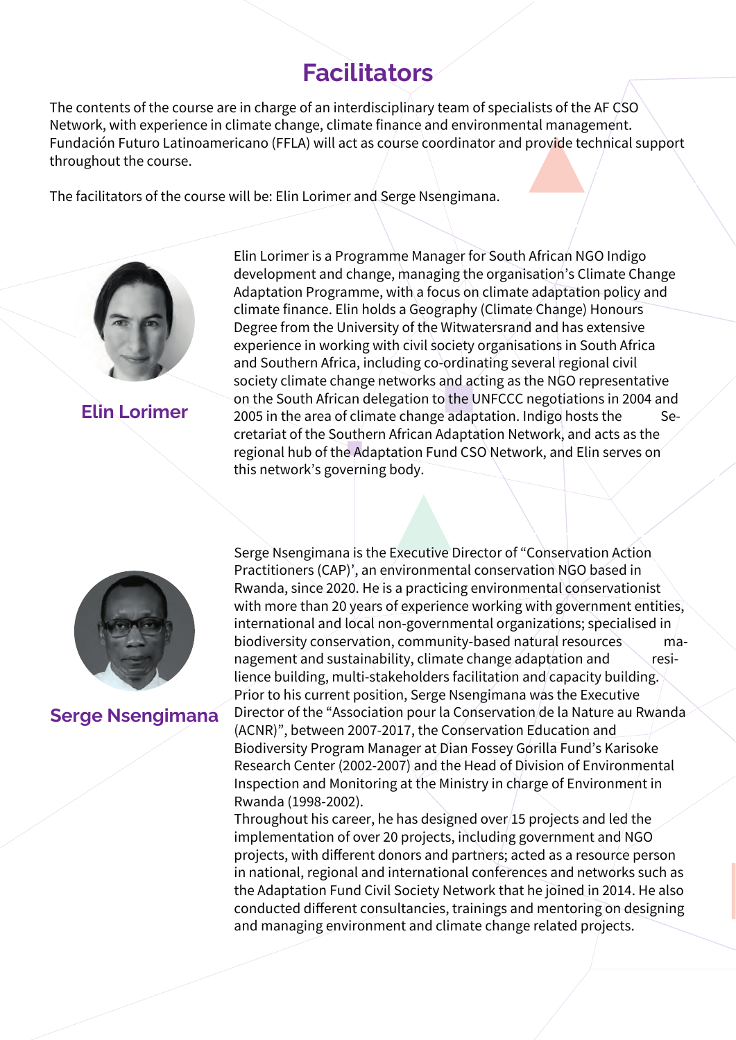# Facilitators

The contents of the course are in charge of an interdisciplinary team of specialists of the AF CSO Network, with experience in climate change, climate finance and environmental management. Fundación Futuro Latinoamericano (FFLA) will act as course coordinator and provide technical support throughout the course.

The facilitators of the course will be: Elin Lorimer and Serge Nsengimana.

## Elin Lorimer

Elin Lorimer is a Programme Manager for South African NGO Indigo development and change, managing the organisation's Climate Change Adaptation Programme, with a focus on climate adaptation policy and climate finance. Elin holds a Geography (Climate Change) Honours Degree from the University of the Witwatersrand and has extensive experience in working with civil society organisations in South Africa and Southern Africa, including co-ordinating several regional civil society climate change networks and acting as the NGO representative on the South African delegation to the UNFCCC negotiations in 2004 and 2005 in the area of climate change adaptation. Indigo hosts the Secretariat of the Southern African Adaptation Network, and acts as the regional hub of the Adaptation Fund CSO Network, and Elin serves on this network's governing body.

## Serge Nsengimana

Serge Nsengimana is the Executive Director of "Conservation Action Practitioners (CAP)', an environmental conservation NGO based in Rwanda, since 2020. He is a practicing environmental conservationist with more than 20 years of experience working with government entities, international and local non-governmental organizations; specialised in biodiversity conservation, community-based natural resources management and sustainability, climate change adaptation and resilience building, multi-stakeholders facilitation and capacity building. Prior to his current position, Serge Nsengimana was the Executive Director of the "Association pour la Conservation de la Nature au Rwanda (ACNR)", between 2007-2017, the Conservation Education and Biodiversity Program Manager at Dian Fossey Gorilla Fund's Karisoke Research Center (2002-2007) and the Head of Division of Environmental Inspection and Monitoring at the Ministry in charge of Environment in Rwanda (1998-2002).

Throughout his career, he has designed over 15 projects and led the implementation of over 20 projects, including government and NGO projects, with different donors and partners; acted as a resource person in national, regional and international conferences and networks such as the Adaptation Fund Civil Society Network that he joined in 2014. He also conducted different consultancies, trainings and mentoring on designing and managing environment and climate change related projects.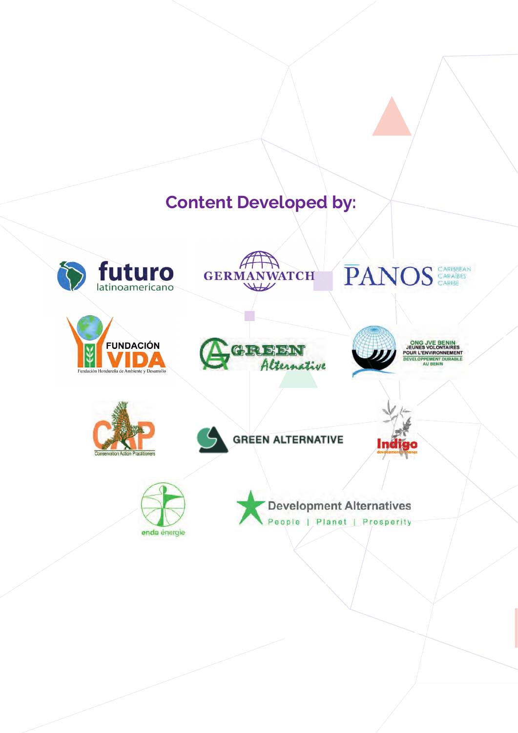## Content Developed by:

futuro latinoamericano

GERMANWATCH

PANOS CARIBBEAN CARAÏBES CARIBE

FUNDACIÓN VIDA
Fundación Hondureña de Ambiente y Desarrollo

GREEN Alternative

ONG JVE BENIN
JEUNES VOLONTAIRES POUR L'ENVIRONNEMENT
DEVELOPPEMENT DURABLE AU BENIN

CAP
Conservation Action Practitioners

GREEN ALTERNATIVE

Indigo
development & change

enda énergie

Development Alternatives
People | Planet | Prosperity